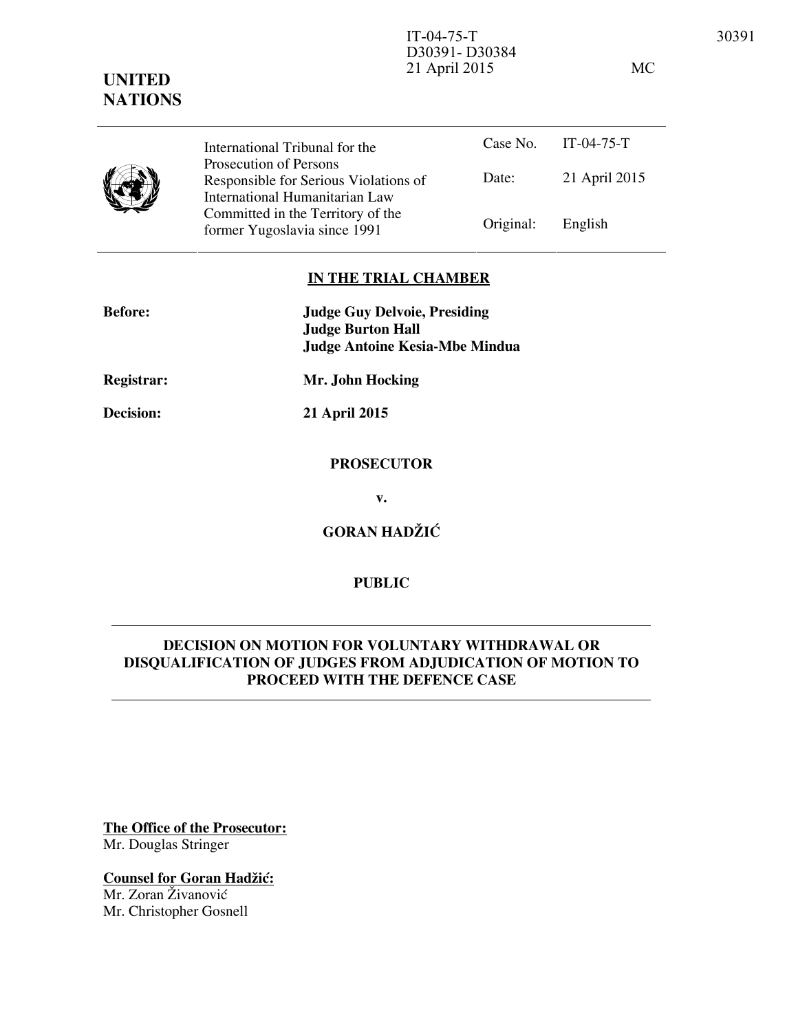IT-04-75-T
D30391- D30384
21 April 2015 MC

**UNITED NATIONS**

| | | |
|---|---|---|
| International Tribunal for the Prosecution of Persons Responsible for Serious Violations of International Humanitarian Law Committed in the Territory of the former Yugoslavia since 1991 | Case No. | IT-04-75-T |
| | Date: | 21 April 2015 |
| | Original: | English |

**IN THE TRIAL CHAMBER**

**Before:** **Judge Guy Delvoie, Presiding**
**Judge Burton Hall**
**Judge Antoine Kesia-Mbe Mindua**

**Registrar:** **Mr. John Hocking**

**Decision:** **21 April 2015**

**PROSECUTOR**

**v.**

**GORAN HADŽIĆ**

**PUBLIC**

**DECISION ON MOTION FOR VOLUNTARY WITHDRAWAL OR DISQUALIFICATION OF JUDGES FROM ADJUDICATION OF MOTION TO PROCEED WITH THE DEFENCE CASE**

**The Office of the Prosecutor:**
Mr. Douglas Stringer

**Counsel for Goran Hadžić:**
Mr. Zoran Živanović
Mr. Christopher Gosnell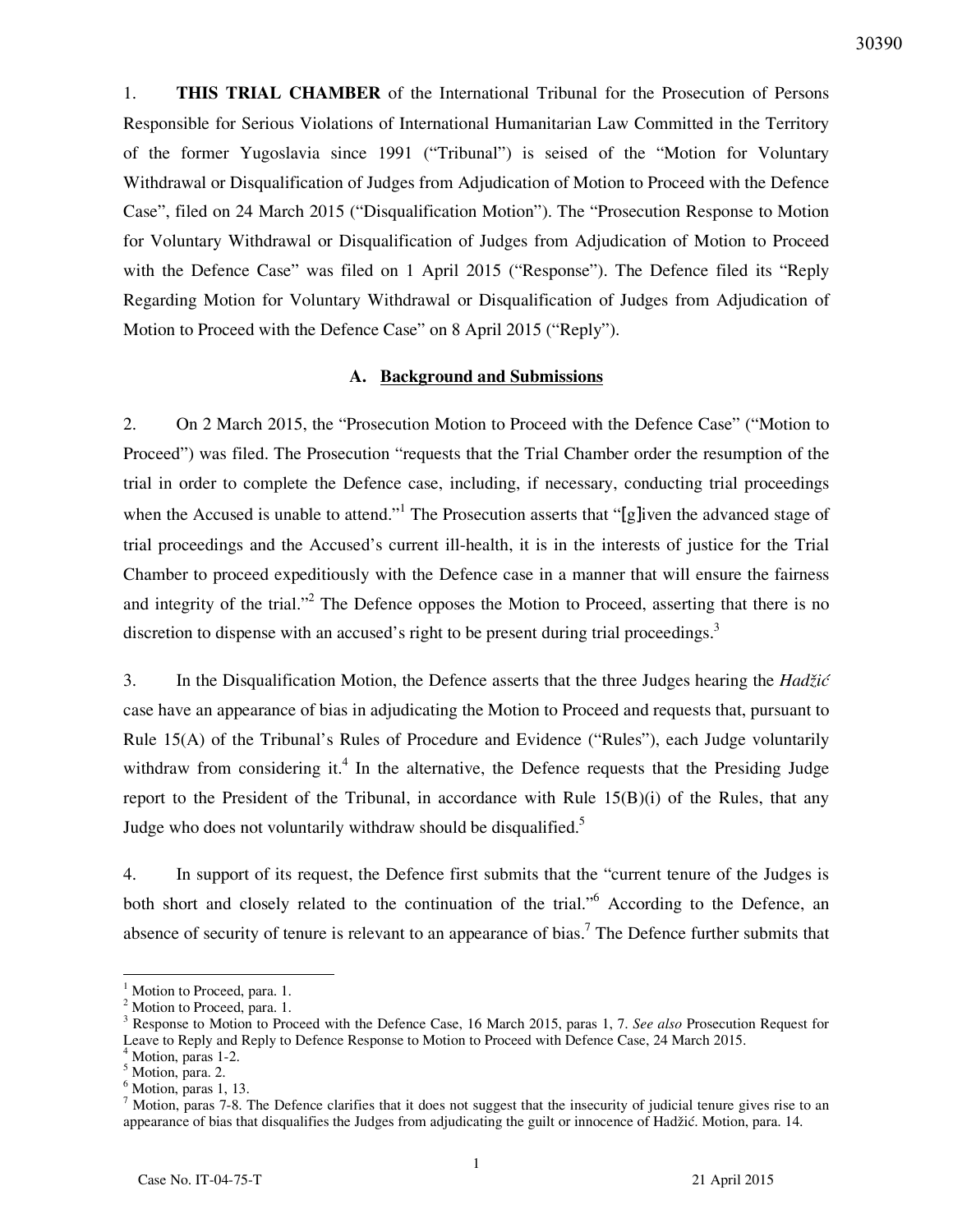1. **THIS TRIAL CHAMBER** of the International Tribunal for the Prosecution of Persons Responsible for Serious Violations of International Humanitarian Law Committed in the Territory of the former Yugoslavia since 1991 ("Tribunal") is seised of the "Motion for Voluntary Withdrawal or Disqualification of Judges from Adjudication of Motion to Proceed with the Defence Case", filed on 24 March 2015 ("Disqualification Motion"). The "Prosecution Response to Motion for Voluntary Withdrawal or Disqualification of Judges from Adjudication of Motion to Proceed with the Defence Case" was filed on 1 April 2015 ("Response"). The Defence filed its "Reply Regarding Motion for Voluntary Withdrawal or Disqualification of Judges from Adjudication of Motion to Proceed with the Defence Case" on 8 April 2015 ("Reply").

### A. Background and Submissions

2. On 2 March 2015, the "Prosecution Motion to Proceed with the Defence Case" ("Motion to Proceed") was filed. The Prosecution "requests that the Trial Chamber order the resumption of the trial in order to complete the Defence case, including, if necessary, conducting trial proceedings when the Accused is unable to attend."[1] The Prosecution asserts that "[g]iven the advanced stage of trial proceedings and the Accused's current ill-health, it is in the interests of justice for the Trial Chamber to proceed expeditiously with the Defence case in a manner that will ensure the fairness and integrity of the trial."[2] The Defence opposes the Motion to Proceed, asserting that there is no discretion to dispense with an accused's right to be present during trial proceedings.[3]

3. In the Disqualification Motion, the Defence asserts that the three Judges hearing the *Hadžić* case have an appearance of bias in adjudicating the Motion to Proceed and requests that, pursuant to Rule 15(A) of the Tribunal's Rules of Procedure and Evidence ("Rules"), each Judge voluntarily withdraw from considering it.[4] In the alternative, the Defence requests that the Presiding Judge report to the President of the Tribunal, in accordance with Rule 15(B)(i) of the Rules, that any Judge who does not voluntarily withdraw should be disqualified.[5]

4. In support of its request, the Defence first submits that the "current tenure of the Judges is both short and closely related to the continuation of the trial."[6] According to the Defence, an absence of security of tenure is relevant to an appearance of bias.[7] The Defence further submits that

---

[1] Motion to Proceed, para. 1.

[2] Motion to Proceed, para. 1.

[3] Response to Motion to Proceed with the Defence Case, 16 March 2015, paras 1, 7. *See also* Prosecution Request for Leave to Reply and Reply to Defence Response to Motion to Proceed with Defence Case, 24 March 2015.

[4] Motion, paras 1-2.

[5] Motion, para. 2.

[6] Motion, paras 1, 13.

[7] Motion, paras 7-8. The Defence clarifies that it does not suggest that the insecurity of judicial tenure gives rise to an appearance of bias that disqualifies the Judges from adjudicating the guilt or innocence of Hadžić. Motion, para. 14.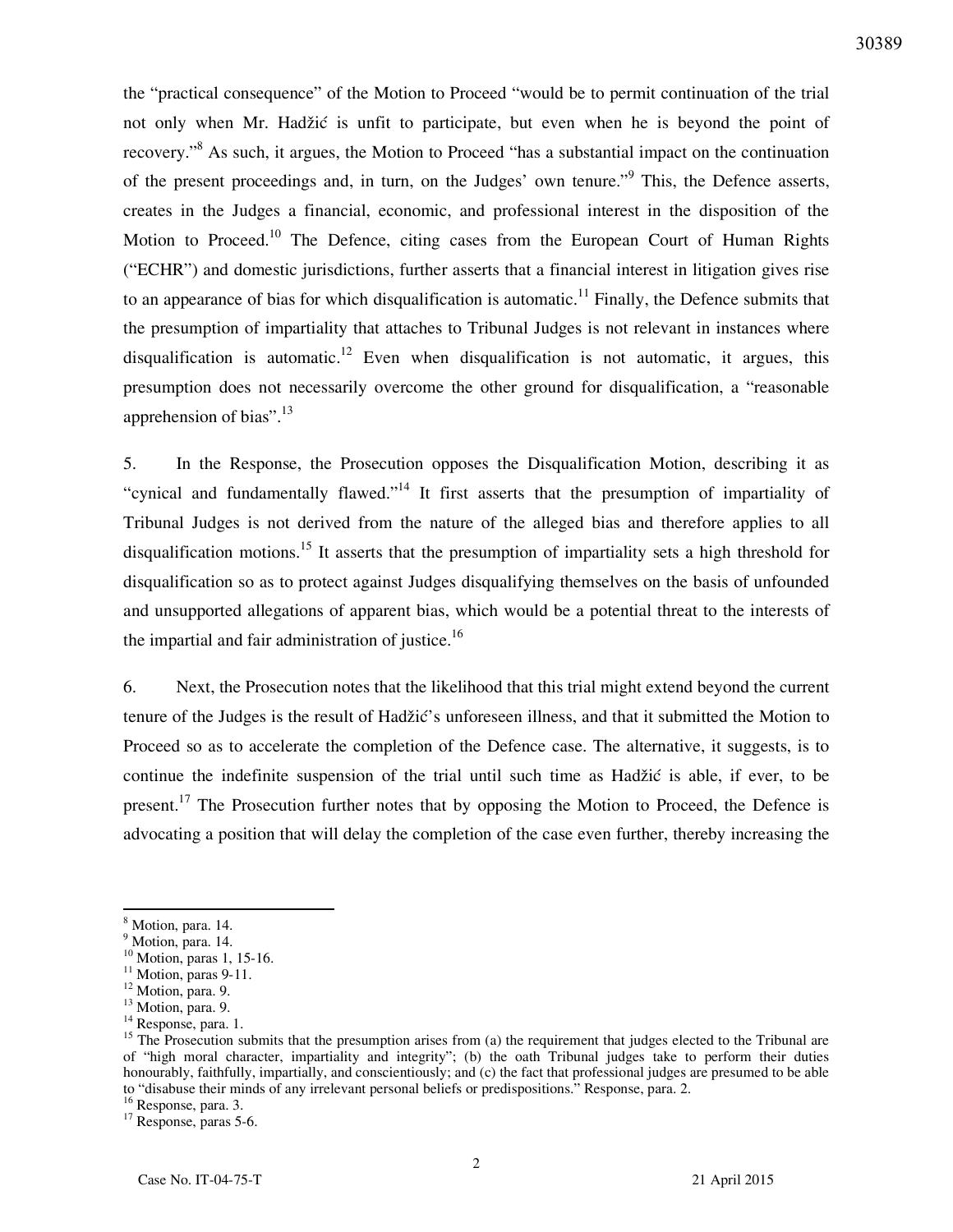the "practical consequence" of the Motion to Proceed "would be to permit continuation of the trial not only when Mr. Hadžić is unfit to participate, but even when he is beyond the point of recovery."[8] As such, it argues, the Motion to Proceed "has a substantial impact on the continuation of the present proceedings and, in turn, on the Judges' own tenure."[9] This, the Defence asserts, creates in the Judges a financial, economic, and professional interest in the disposition of the Motion to Proceed.[10] The Defence, citing cases from the European Court of Human Rights ("ECHR") and domestic jurisdictions, further asserts that a financial interest in litigation gives rise to an appearance of bias for which disqualification is automatic.[11] Finally, the Defence submits that the presumption of impartiality that attaches to Tribunal Judges is not relevant in instances where disqualification is automatic.[12] Even when disqualification is not automatic, it argues, this presumption does not necessarily overcome the other ground for disqualification, a "reasonable apprehension of bias".[13]

5. In the Response, the Prosecution opposes the Disqualification Motion, describing it as "cynical and fundamentally flawed."[14] It first asserts that the presumption of impartiality of Tribunal Judges is not derived from the nature of the alleged bias and therefore applies to all disqualification motions.[15] It asserts that the presumption of impartiality sets a high threshold for disqualification so as to protect against Judges disqualifying themselves on the basis of unfounded and unsupported allegations of apparent bias, which would be a potential threat to the interests of the impartial and fair administration of justice.[16]

6. Next, the Prosecution notes that the likelihood that this trial might extend beyond the current tenure of the Judges is the result of Hadžić's unforeseen illness, and that it submitted the Motion to Proceed so as to accelerate the completion of the Defence case. The alternative, it suggests, is to continue the indefinite suspension of the trial until such time as Hadžić is able, if ever, to be present.[17] The Prosecution further notes that by opposing the Motion to Proceed, the Defence is advocating a position that will delay the completion of the case even further, thereby increasing the

---

[8] Motion, para. 14.
[9] Motion, para. 14.
[10] Motion, paras 1, 15-16.
[11] Motion, paras 9-11.
[12] Motion, para. 9.
[13] Motion, para. 9.
[14] Response, para. 1.
[15] The Prosecution submits that the presumption arises from (a) the requirement that judges elected to the Tribunal are of "high moral character, impartiality and integrity"; (b) the oath Tribunal judges take to perform their duties honourably, faithfully, impartially, and conscientiously; and (c) the fact that professional judges are presumed to be able to "disabuse their minds of any irrelevant personal beliefs or predispositions." Response, para. 2.
[16] Response, para. 3.
[17] Response, paras 5-6.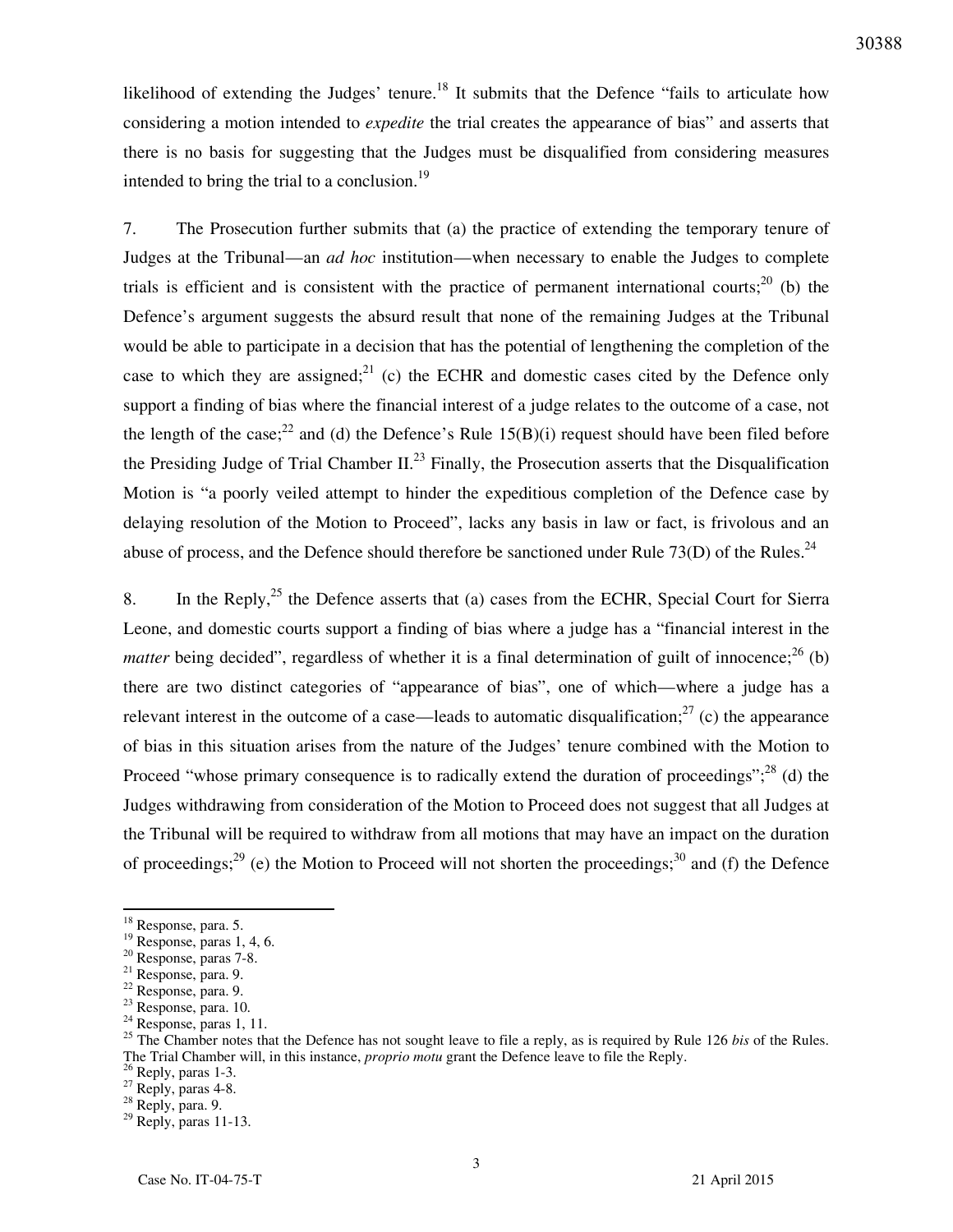likelihood of extending the Judges' tenure.[18] It submits that the Defence "fails to articulate how considering a motion intended to *expedite* the trial creates the appearance of bias" and asserts that there is no basis for suggesting that the Judges must be disqualified from considering measures intended to bring the trial to a conclusion.[19]

7. The Prosecution further submits that (a) the practice of extending the temporary tenure of Judges at the Tribunal—an *ad hoc* institution—when necessary to enable the Judges to complete trials is efficient and is consistent with the practice of permanent international courts;[20] (b) the Defence's argument suggests the absurd result that none of the remaining Judges at the Tribunal would be able to participate in a decision that has the potential of lengthening the completion of the case to which they are assigned;[21] (c) the ECHR and domestic cases cited by the Defence only support a finding of bias where the financial interest of a judge relates to the outcome of a case, not the length of the case;[22] and (d) the Defence's Rule 15(B)(i) request should have been filed before the Presiding Judge of Trial Chamber II.[23] Finally, the Prosecution asserts that the Disqualification Motion is "a poorly veiled attempt to hinder the expeditious completion of the Defence case by delaying resolution of the Motion to Proceed", lacks any basis in law or fact, is frivolous and an abuse of process, and the Defence should therefore be sanctioned under Rule 73(D) of the Rules.[24]

8. In the Reply,[25] the Defence asserts that (a) cases from the ECHR, Special Court for Sierra Leone, and domestic courts support a finding of bias where a judge has a "financial interest in the *matter* being decided", regardless of whether it is a final determination of guilt of innocence;[26] (b) there are two distinct categories of "appearance of bias", one of which—where a judge has a relevant interest in the outcome of a case—leads to automatic disqualification;[27] (c) the appearance of bias in this situation arises from the nature of the Judges' tenure combined with the Motion to Proceed "whose primary consequence is to radically extend the duration of proceedings";[28] (d) the Judges withdrawing from consideration of the Motion to Proceed does not suggest that all Judges at the Tribunal will be required to withdraw from all motions that may have an impact on the duration of proceedings;[29] (e) the Motion to Proceed will not shorten the proceedings;[30] and (f) the Defence

---

[18] Response, para. 5.
[19] Response, paras 1, 4, 6.
[20] Response, paras 7-8.
[21] Response, para. 9.
[22] Response, para. 9.
[23] Response, para. 10.
[24] Response, paras 1, 11.
[25] The Chamber notes that the Defence has not sought leave to file a reply, as is required by Rule 126 *bis* of the Rules. The Trial Chamber will, in this instance, *proprio motu* grant the Defence leave to file the Reply.
[26] Reply, paras 1-3.
[27] Reply, paras 4-8.
[28] Reply, para. 9.
[29] Reply, paras 11-13.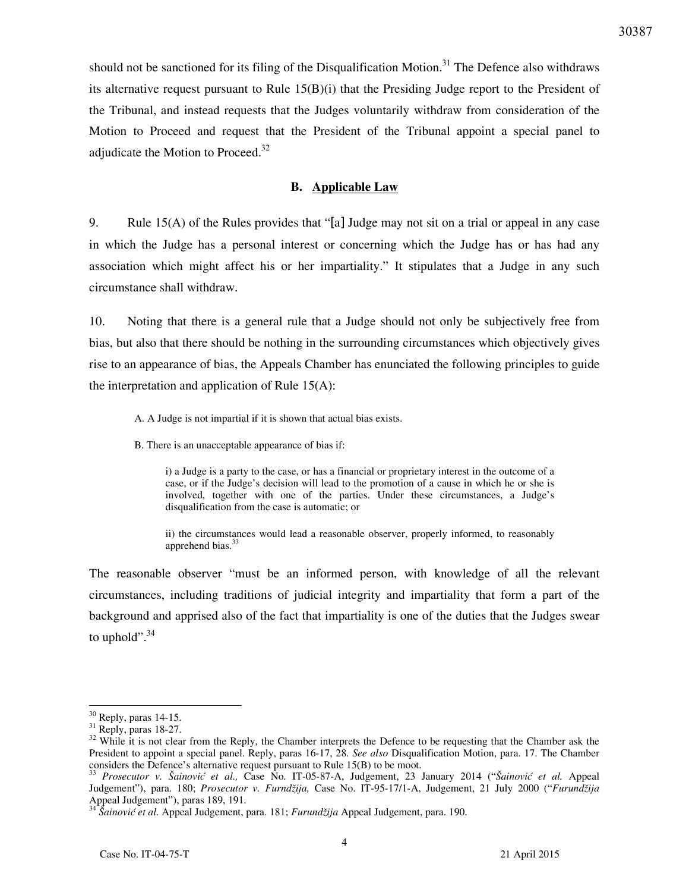should not be sanctioned for its filing of the Disqualification Motion.[31] The Defence also withdraws its alternative request pursuant to Rule 15(B)(i) that the Presiding Judge report to the President of the Tribunal, and instead requests that the Judges voluntarily withdraw from consideration of the Motion to Proceed and request that the President of the Tribunal appoint a special panel to adjudicate the Motion to Proceed.[32]

## B. Applicable Law

9. Rule 15(A) of the Rules provides that "[a] Judge may not sit on a trial or appeal in any case in which the Judge has a personal interest or concerning which the Judge has or has had any association which might affect his or her impartiality." It stipulates that a Judge in any such circumstance shall withdraw.

10. Noting that there is a general rule that a Judge should not only be subjectively free from bias, but also that there should be nothing in the surrounding circumstances which objectively gives rise to an appearance of bias, the Appeals Chamber has enunciated the following principles to guide the interpretation and application of Rule 15(A):

> A. A Judge is not impartial if it is shown that actual bias exists.
>
> B. There is an unacceptable appearance of bias if:
>
> i) a Judge is a party to the case, or has a financial or proprietary interest in the outcome of a case, or if the Judge's decision will lead to the promotion of a cause in which he or she is involved, together with one of the parties. Under these circumstances, a Judge's disqualification from the case is automatic; or
>
> ii) the circumstances would lead a reasonable observer, properly informed, to reasonably apprehend bias.[33]

The reasonable observer "must be an informed person, with knowledge of all the relevant circumstances, including traditions of judicial integrity and impartiality that form a part of the background and apprised also of the fact that impartiality is one of the duties that the Judges swear to uphold".[34]

---

[30] Reply, paras 14-15.

[31] Reply, paras 18-27.

[32] While it is not clear from the Reply, the Chamber interprets the Defence to be requesting that the Chamber ask the President to appoint a special panel. Reply, paras 16-17, 28. *See also* Disqualification Motion, para. 17. The Chamber considers the Defence's alternative request pursuant to Rule 15(B) to be moot.

[33] *Prosecutor v. Šainović et al.,* Case No. IT-05-87-A, Judgement, 23 January 2014 ("*Šainović et al.* Appeal Judgement"), para. 180; *Prosecutor v. Furndžija,* Case No. IT-95-17/1-A, Judgement, 21 July 2000 ("*Furundžija* Appeal Judgement"), paras 189, 191.

[34] *Šainović et al.* Appeal Judgement, para. 181; *Furundžija* Appeal Judgement, para. 190.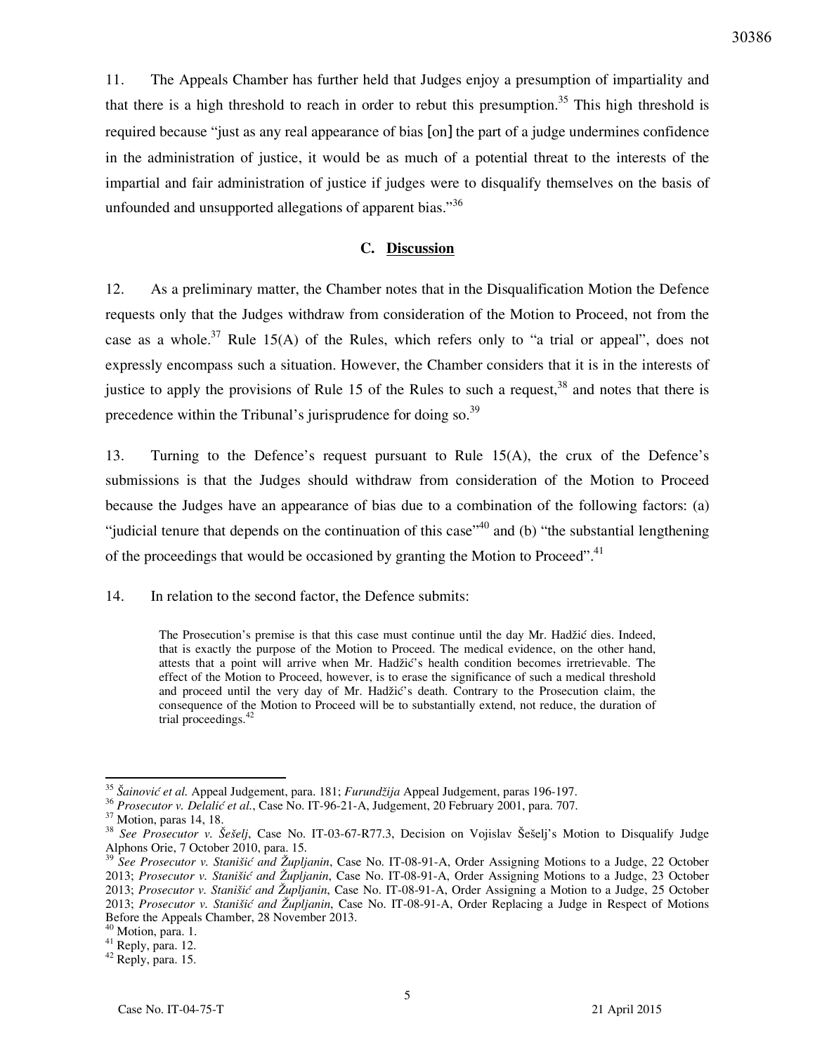11. The Appeals Chamber has further held that Judges enjoy a presumption of impartiality and that there is a high threshold to reach in order to rebut this presumption.[35] This high threshold is required because "just as any real appearance of bias [on] the part of a judge undermines confidence in the administration of justice, it would be as much of a potential threat to the interests of the impartial and fair administration of justice if judges were to disqualify themselves on the basis of unfounded and unsupported allegations of apparent bias."[36]

## C. Discussion

12. As a preliminary matter, the Chamber notes that in the Disqualification Motion the Defence requests only that the Judges withdraw from consideration of the Motion to Proceed, not from the case as a whole.[37] Rule 15(A) of the Rules, which refers only to "a trial or appeal", does not expressly encompass such a situation. However, the Chamber considers that it is in the interests of justice to apply the provisions of Rule 15 of the Rules to such a request,[38] and notes that there is precedence within the Tribunal's jurisprudence for doing so.[39]

13. Turning to the Defence's request pursuant to Rule 15(A), the crux of the Defence's submissions is that the Judges should withdraw from consideration of the Motion to Proceed because the Judges have an appearance of bias due to a combination of the following factors: (a) "judicial tenure that depends on the continuation of this case"[40] and (b) "the substantial lengthening of the proceedings that would be occasioned by granting the Motion to Proceed".[41]

14. In relation to the second factor, the Defence submits:

> The Prosecution's premise is that this case must continue until the day Mr. Hadžić dies. Indeed, that is exactly the purpose of the Motion to Proceed. The medical evidence, on the other hand, attests that a point will arrive when Mr. Hadžić's health condition becomes irretrievable. The effect of the Motion to Proceed, however, is to erase the significance of such a medical threshold and proceed until the very day of Mr. Hadžić's death. Contrary to the Prosecution claim, the consequence of the Motion to Proceed will be to substantially extend, not reduce, the duration of trial proceedings.[42]

---

[35] *Šainović et al.* Appeal Judgement, para. 181; *Furundžija* Appeal Judgement, paras 196-197.

[36] *Prosecutor v. Delalić et al.*, Case No. IT-96-21-A, Judgement, 20 February 2001, para. 707.

[37] Motion, paras 14, 18.

[38] *See Prosecutor v. Šešelj*, Case No. IT-03-67-R77.3, Decision on Vojislav Šešelj's Motion to Disqualify Judge Alphons Orie, 7 October 2010, para. 15.

[39] *See Prosecutor v. Stanišić and Župljanin*, Case No. IT-08-91-A, Order Assigning Motions to a Judge, 22 October 2013; *Prosecutor v. Stanišić and Župljanin*, Case No. IT-08-91-A, Order Assigning Motions to a Judge, 23 October 2013; *Prosecutor v. Stanišić and Župljanin*, Case No. IT-08-91-A, Order Assigning a Motion to a Judge, 25 October 2013; *Prosecutor v. Stanišić and Župljanin*, Case No. IT-08-91-A, Order Replacing a Judge in Respect of Motions Before the Appeals Chamber, 28 November 2013.

[40] Motion, para. 1.

[41] Reply, para. 12.

[42] Reply, para. 15.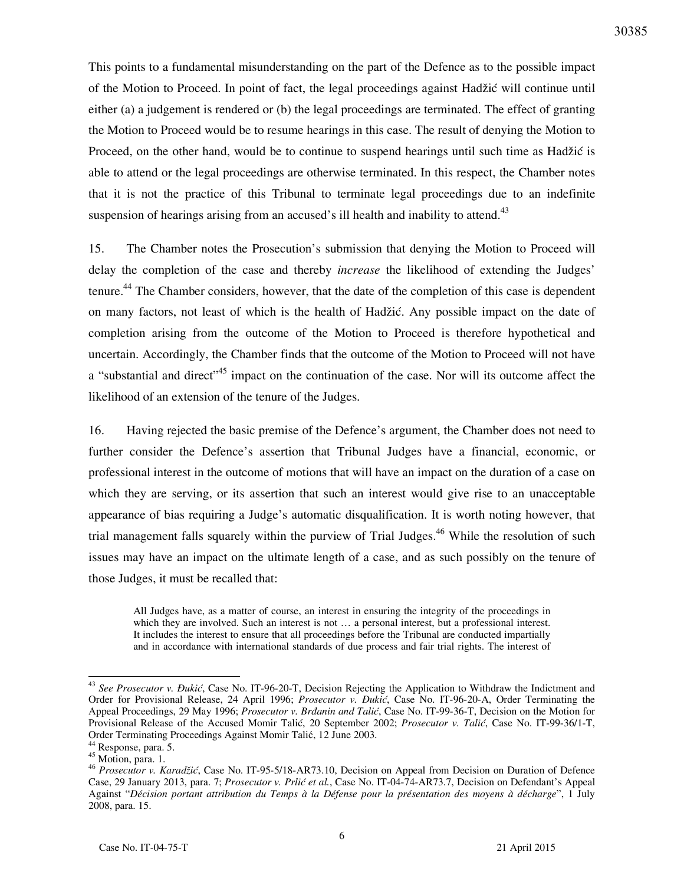This points to a fundamental misunderstanding on the part of the Defence as to the possible impact of the Motion to Proceed. In point of fact, the legal proceedings against Hadžić will continue until either (a) a judgement is rendered or (b) the legal proceedings are terminated. The effect of granting the Motion to Proceed would be to resume hearings in this case. The result of denying the Motion to Proceed, on the other hand, would be to continue to suspend hearings until such time as Hadžić is able to attend or the legal proceedings are otherwise terminated. In this respect, the Chamber notes that it is not the practice of this Tribunal to terminate legal proceedings due to an indefinite suspension of hearings arising from an accused's ill health and inability to attend.[43]

15. The Chamber notes the Prosecution's submission that denying the Motion to Proceed will delay the completion of the case and thereby *increase* the likelihood of extending the Judges' tenure.[44] The Chamber considers, however, that the date of the completion of this case is dependent on many factors, not least of which is the health of Hadžić. Any possible impact on the date of completion arising from the outcome of the Motion to Proceed is therefore hypothetical and uncertain. Accordingly, the Chamber finds that the outcome of the Motion to Proceed will not have a "substantial and direct"[45] impact on the continuation of the case. Nor will its outcome affect the likelihood of an extension of the tenure of the Judges.

16. Having rejected the basic premise of the Defence's argument, the Chamber does not need to further consider the Defence's assertion that Tribunal Judges have a financial, economic, or professional interest in the outcome of motions that will have an impact on the duration of a case on which they are serving, or its assertion that such an interest would give rise to an unacceptable appearance of bias requiring a Judge's automatic disqualification. It is worth noting however, that trial management falls squarely within the purview of Trial Judges.[46] While the resolution of such issues may have an impact on the ultimate length of a case, and as such possibly on the tenure of those Judges, it must be recalled that:

> All Judges have, as a matter of course, an interest in ensuring the integrity of the proceedings in which they are involved. Such an interest is not … a personal interest, but a professional interest. It includes the interest to ensure that all proceedings before the Tribunal are conducted impartially and in accordance with international standards of due process and fair trial rights. The interest of

---

[43] *See Prosecutor v. Đukić*, Case No. IT-96-20-T, Decision Rejecting the Application to Withdraw the Indictment and Order for Provisional Release, 24 April 1996; *Prosecutor v. Đukić*, Case No. IT-96-20-A, Order Terminating the Appeal Proceedings, 29 May 1996; *Prosecutor v. Brđanin and Talić*, Case No. IT-99-36-T, Decision on the Motion for Provisional Release of the Accused Momir Talić, 20 September 2002; *Prosecutor v. Talić*, Case No. IT-99-36/1-T, Order Terminating Proceedings Against Momir Talić, 12 June 2003.

[44] Response, para. 5.

[45] Motion, para. 1.

[46] *Prosecutor v. Karadžić*, Case No. IT-95-5/18-AR73.10, Decision on Appeal from Decision on Duration of Defence Case, 29 January 2013, para. 7; *Prosecutor v. Prlić et al.*, Case No. IT-04-74-AR73.7, Decision on Defendant's Appeal Against "*Décision portant attribution du Temps à la Défense pour la présentation des moyens à décharge*", 1 July 2008, para. 15.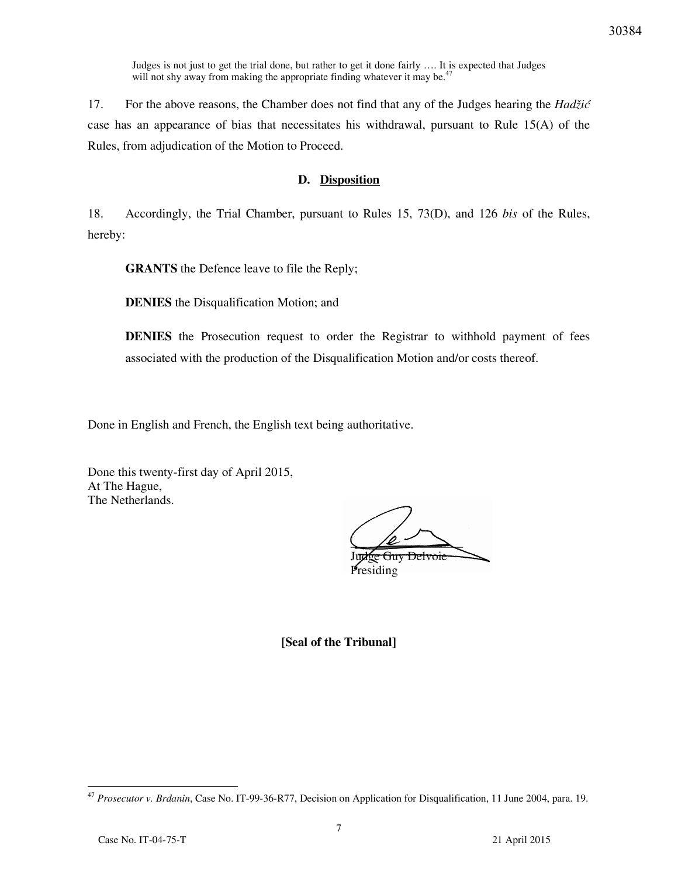> Judges is not just to get the trial done, but rather to get it done fairly …. It is expected that Judges will not shy away from making the appropriate finding whatever it may be.[47]

17. For the above reasons, the Chamber does not find that any of the Judges hearing the *Hadžić* case has an appearance of bias that necessitates his withdrawal, pursuant to Rule 15(A) of the Rules, from adjudication of the Motion to Proceed.

### D. Disposition

18. Accordingly, the Trial Chamber, pursuant to Rules 15, 73(D), and 126 *bis* of the Rules, hereby:

> **GRANTS** the Defence leave to file the Reply;
>
> **DENIES** the Disqualification Motion; and
>
> **DENIES** the Prosecution request to order the Registrar to withhold payment of fees associated with the production of the Disqualification Motion and/or costs thereof.

Done in English and French, the English text being authoritative.

Done this twenty-first day of April 2015,
At The Hague,
The Netherlands.

Judge Guy Delvoie
Presiding

**[Seal of the Tribunal]**

---

[47] *Prosecutor v. Brđanin*, Case No. IT-99-36-R77, Decision on Application for Disqualification, 11 June 2004, para. 19.